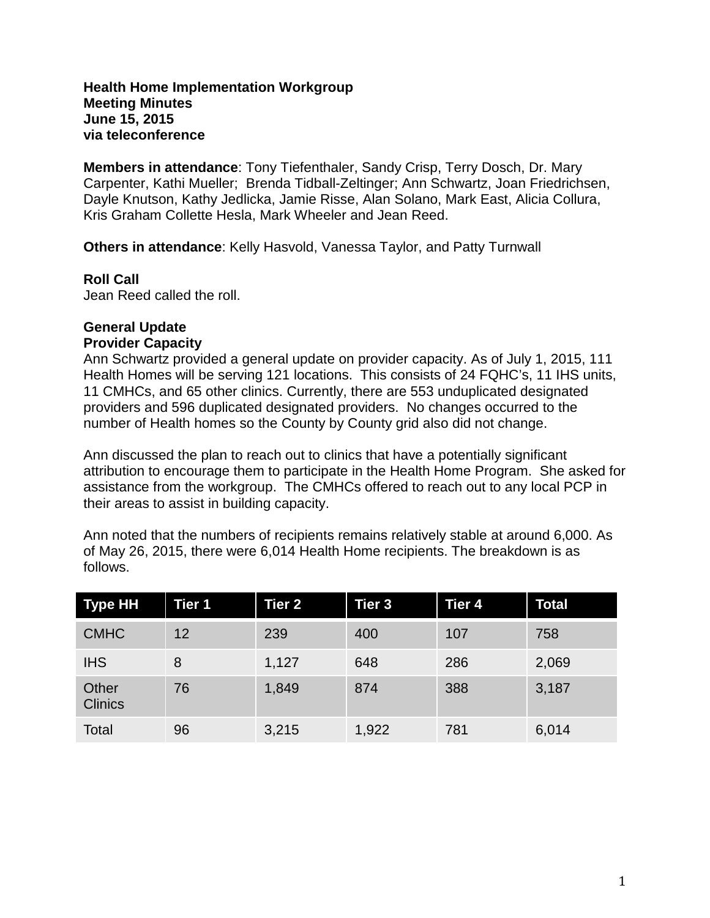**Health Home Implementation Workgroup**
**Meeting Minutes**
**June 15, 2015**
**via teleconference**

**Members in attendance**: Tony Tiefenthaler, Sandy Crisp, Terry Dosch, Dr. Mary Carpenter, Kathi Mueller; Brenda Tidball-Zeltinger; Ann Schwartz, Joan Friedrichsen, Dayle Knutson, Kathy Jedlicka, Jamie Risse, Alan Solano, Mark East, Alicia Collura, Kris Graham Collette Hesla, Mark Wheeler and Jean Reed.

**Others in attendance**: Kelly Hasvold, Vanessa Taylor, and Patty Turnwall

**Roll Call**
Jean Reed called the roll.

**General Update**
**Provider Capacity**
Ann Schwartz provided a general update on provider capacity. As of July 1, 2015, 111 Health Homes will be serving 121 locations. This consists of 24 FQHC's, 11 IHS units, 11 CMHCs, and 65 other clinics. Currently, there are 553 unduplicated designated providers and 596 duplicated designated providers. No changes occurred to the number of Health homes so the County by County grid also did not change.

Ann discussed the plan to reach out to clinics that have a potentially significant attribution to encourage them to participate in the Health Home Program. She asked for assistance from the workgroup. The CMHCs offered to reach out to any local PCP in their areas to assist in building capacity.

Ann noted that the numbers of recipients remains relatively stable at around 6,000. As of May 26, 2015, there were 6,014 Health Home recipients. The breakdown is as follows.

| Type HH | Tier 1 | Tier 2 | Tier 3 | Tier 4 | Total |
|---|---|---|---|---|---|
| CMHC | 12 | 239 | 400 | 107 | 758 |
| IHS | 8 | 1,127 | 648 | 286 | 2,069 |
| Other Clinics | 76 | 1,849 | 874 | 388 | 3,187 |
| Total | 96 | 3,215 | 1,922 | 781 | 6,014 |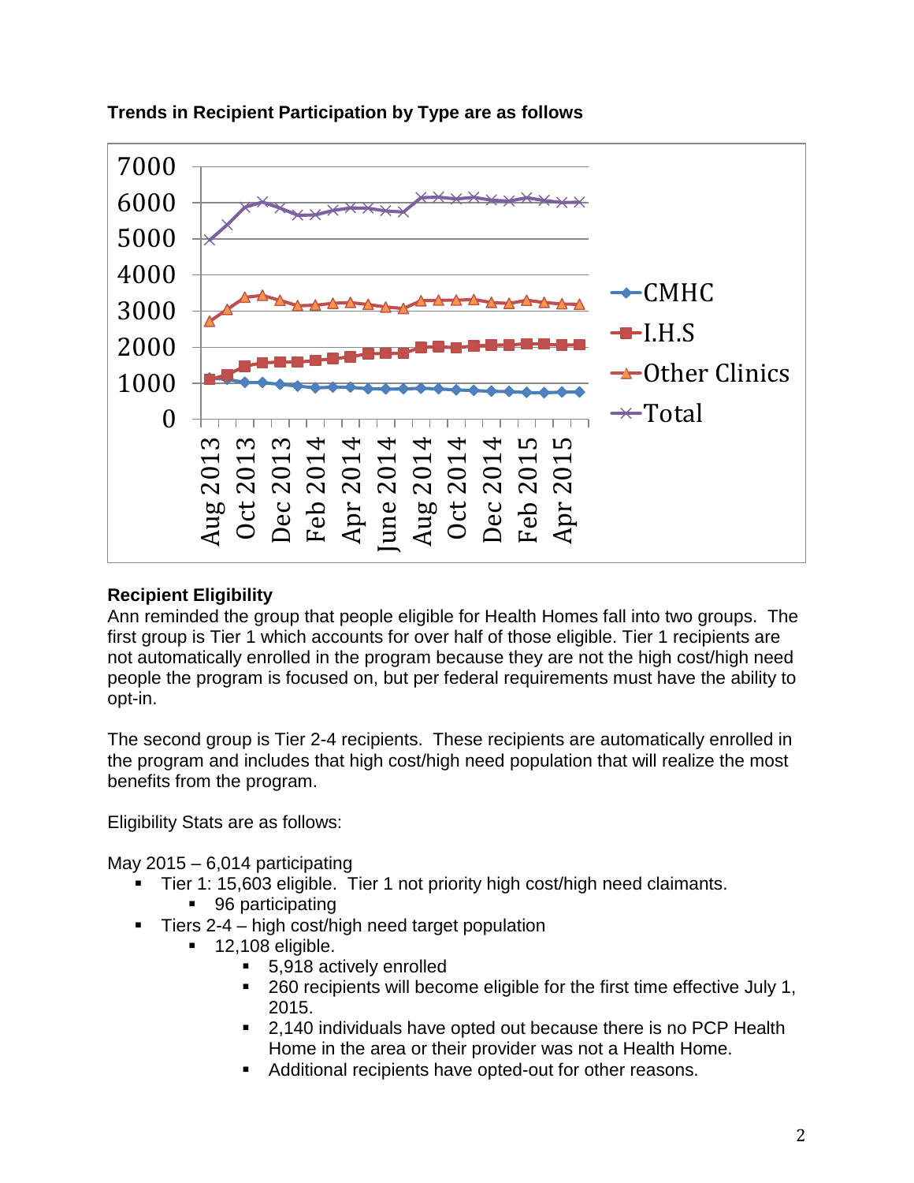**Trends in Recipient Participation by Type are as follows**

**Recipient Eligibility**

Ann reminded the group that people eligible for Health Homes fall into two groups. The first group is Tier 1 which accounts for over half of those eligible. Tier 1 recipients are not automatically enrolled in the program because they are not the high cost/high need people the program is focused on, but per federal requirements must have the ability to opt-in.

The second group is Tier 2-4 recipients. These recipients are automatically enrolled in the program and includes that high cost/high need population that will realize the most benefits from the program.

Eligibility Stats are as follows:

May 2015 – 6,014 participating

- Tier 1: 15,603 eligible. Tier 1 not priority high cost/high need claimants.
  - 96 participating
- Tiers 2-4 – high cost/high need target population
  - 12,108 eligible.
    - 5,918 actively enrolled
    - 260 recipients will become eligible for the first time effective July 1, 2015.
    - 2,140 individuals have opted out because there is no PCP Health Home in the area or their provider was not a Health Home.
    - Additional recipients have opted-out for other reasons.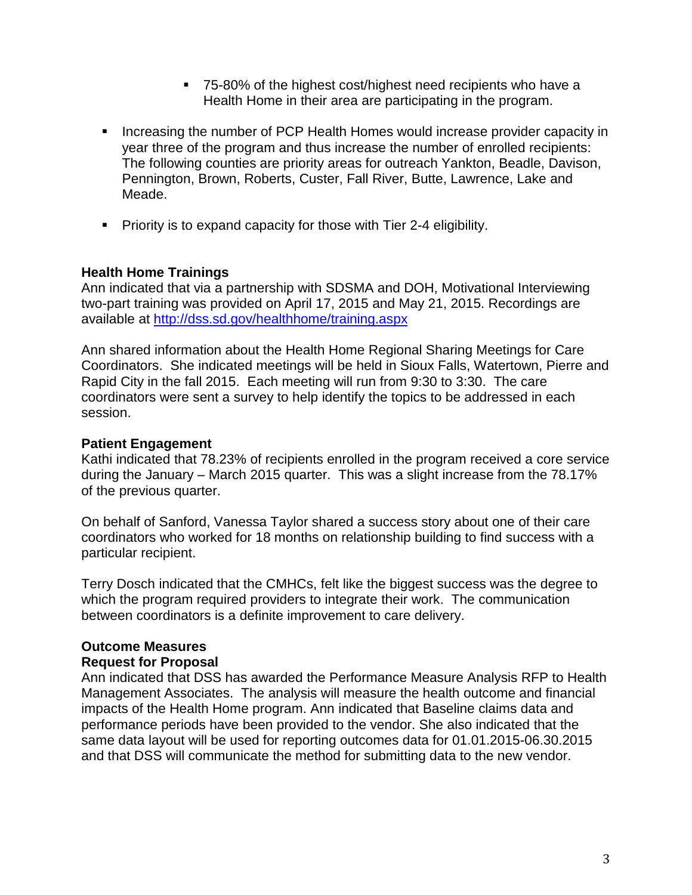- 75-80% of the highest cost/highest need recipients who have a Health Home in their area are participating in the program.

- Increasing the number of PCP Health Homes would increase provider capacity in year three of the program and thus increase the number of enrolled recipients: The following counties are priority areas for outreach Yankton, Beadle, Davison, Pennington, Brown, Roberts, Custer, Fall River, Butte, Lawrence, Lake and Meade.

- Priority is to expand capacity for those with Tier 2-4 eligibility.

**Health Home Trainings**

Ann indicated that via a partnership with SDSMA and DOH, Motivational Interviewing two-part training was provided on April 17, 2015 and May 21, 2015. Recordings are available at http://dss.sd.gov/healthhome/training.aspx

Ann shared information about the Health Home Regional Sharing Meetings for Care Coordinators. She indicated meetings will be held in Sioux Falls, Watertown, Pierre and Rapid City in the fall 2015. Each meeting will run from 9:30 to 3:30. The care coordinators were sent a survey to help identify the topics to be addressed in each session.

**Patient Engagement**

Kathi indicated that 78.23% of recipients enrolled in the program received a core service during the January – March 2015 quarter. This was a slight increase from the 78.17% of the previous quarter.

On behalf of Sanford, Vanessa Taylor shared a success story about one of their care coordinators who worked for 18 months on relationship building to find success with a particular recipient.

Terry Dosch indicated that the CMHCs, felt like the biggest success was the degree to which the program required providers to integrate their work. The communication between coordinators is a definite improvement to care delivery.

**Outcome Measures**

**Request for Proposal**

Ann indicated that DSS has awarded the Performance Measure Analysis RFP to Health Management Associates. The analysis will measure the health outcome and financial impacts of the Health Home program. Ann indicated that Baseline claims data and performance periods have been provided to the vendor. She also indicated that the same data layout will be used for reporting outcomes data for 01.01.2015-06.30.2015 and that DSS will communicate the method for submitting data to the new vendor.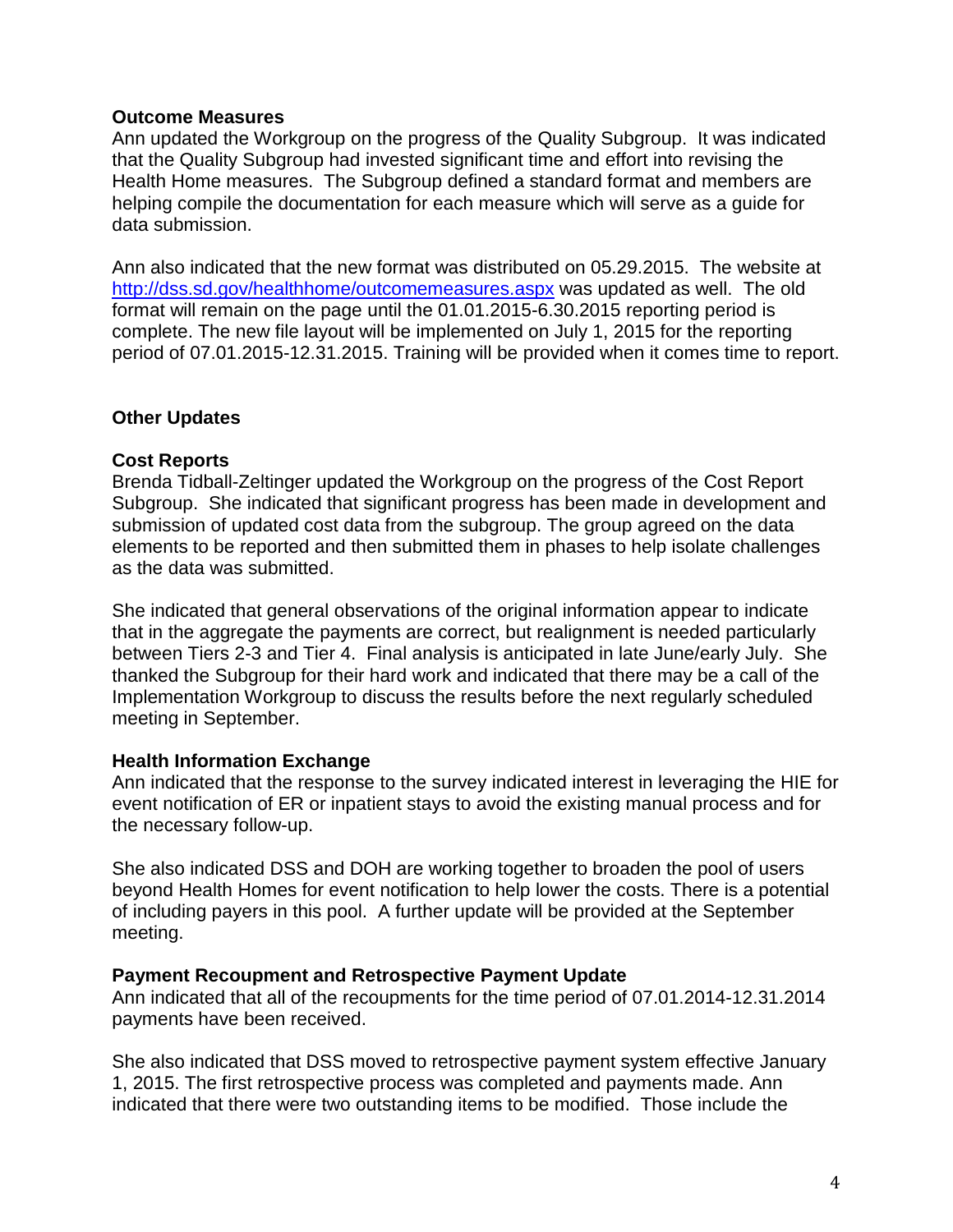**Outcome Measures**

Ann updated the Workgroup on the progress of the Quality Subgroup. It was indicated that the Quality Subgroup had invested significant time and effort into revising the Health Home measures. The Subgroup defined a standard format and members are helping compile the documentation for each measure which will serve as a guide for data submission.

Ann also indicated that the new format was distributed on 05.29.2015. The website at http://dss.sd.gov/healthhome/outcomemeasures.aspx was updated as well. The old format will remain on the page until the 01.01.2015-6.30.2015 reporting period is complete. The new file layout will be implemented on July 1, 2015 for the reporting period of 07.01.2015-12.31.2015. Training will be provided when it comes time to report.

**Other Updates**

**Cost Reports**

Brenda Tidball-Zeltinger updated the Workgroup on the progress of the Cost Report Subgroup. She indicated that significant progress has been made in development and submission of updated cost data from the subgroup. The group agreed on the data elements to be reported and then submitted them in phases to help isolate challenges as the data was submitted.

She indicated that general observations of the original information appear to indicate that in the aggregate the payments are correct, but realignment is needed particularly between Tiers 2-3 and Tier 4. Final analysis is anticipated in late June/early July. She thanked the Subgroup for their hard work and indicated that there may be a call of the Implementation Workgroup to discuss the results before the next regularly scheduled meeting in September.

**Health Information Exchange**

Ann indicated that the response to the survey indicated interest in leveraging the HIE for event notification of ER or inpatient stays to avoid the existing manual process and for the necessary follow-up.

She also indicated DSS and DOH are working together to broaden the pool of users beyond Health Homes for event notification to help lower the costs. There is a potential of including payers in this pool. A further update will be provided at the September meeting.

**Payment Recoupment and Retrospective Payment Update**

Ann indicated that all of the recoupments for the time period of 07.01.2014-12.31.2014 payments have been received.

She also indicated that DSS moved to retrospective payment system effective January 1, 2015. The first retrospective process was completed and payments made. Ann indicated that there were two outstanding items to be modified. Those include the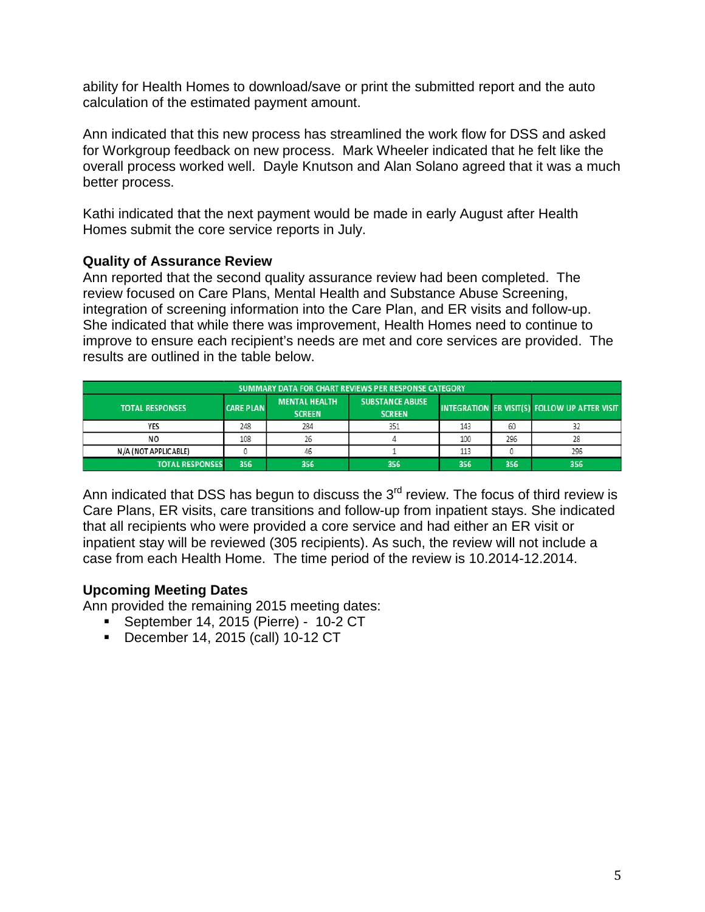ability for Health Homes to download/save or print the submitted report and the auto calculation of the estimated payment amount.

Ann indicated that this new process has streamlined the work flow for DSS and asked for Workgroup feedback on new process. Mark Wheeler indicated that he felt like the overall process worked well. Dayle Knutson and Alan Solano agreed that it was a much better process.

Kathi indicated that the next payment would be made in early August after Health Homes submit the core service reports in July.

**Quality of Assurance Review**

Ann reported that the second quality assurance review had been completed. The review focused on Care Plans, Mental Health and Substance Abuse Screening, integration of screening information into the Care Plan, and ER visits and follow-up. She indicated that while there was improvement, Health Homes need to continue to improve to ensure each recipient's needs are met and core services are provided. The results are outlined in the table below.

| SUMMARY DATA FOR CHART REVIEWS PER RESPONSE CATEGORY | | | | | | |
|---|---|---|---|---|---|---|
| TOTAL RESPONSES | CARE PLAN | MENTAL HEALTH SCREEN | SUBSTANCE ABUSE SCREEN | INTEGRATION | ER VISIT(S) | FOLLOW UP AFTER VISIT |
| YES | 248 | 284 | 351 | 143 | 60 | 32 |
| NO | 108 | 26 | 4 | 100 | 296 | 28 |
| N/A (NOT APPLICABLE) | 0 | 46 | 1 | 113 | 0 | 296 |
| TOTAL RESPONSES | 356 | 356 | 356 | 356 | 356 | 356 |

Ann indicated that DSS has begun to discuss the 3rd review. The focus of third review is Care Plans, ER visits, care transitions and follow-up from inpatient stays. She indicated that all recipients who were provided a core service and had either an ER visit or inpatient stay will be reviewed (305 recipients). As such, the review will not include a case from each Health Home. The time period of the review is 10.2014-12.2014.

**Upcoming Meeting Dates**

Ann provided the remaining 2015 meeting dates:

- September 14, 2015 (Pierre) - 10-2 CT
- December 14, 2015 (call) 10-12 CT